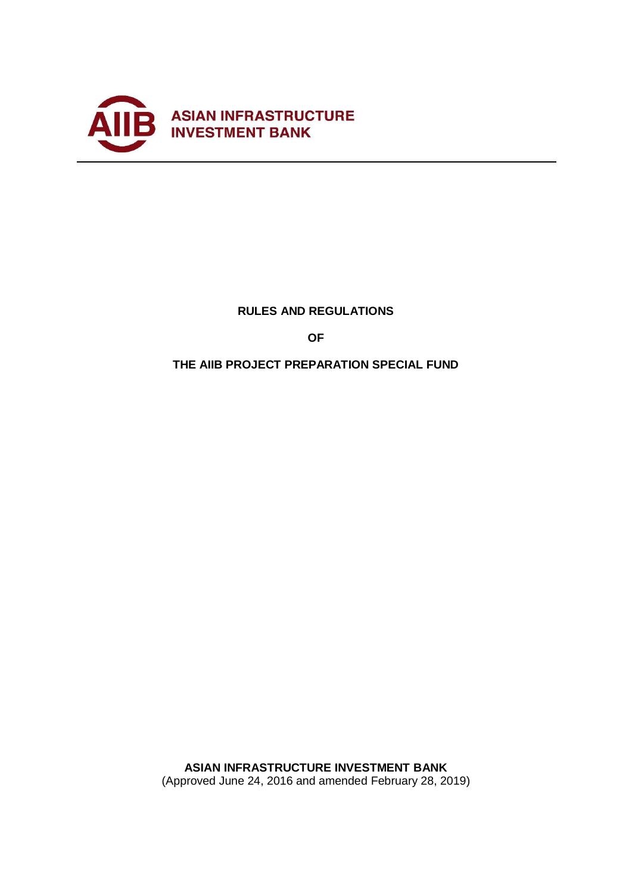ASIAN INFRASTRUCTURE INVESTMENT BANK

# RULES AND REGULATIONS

# OF

# THE AIIB PROJECT PREPARATION SPECIAL FUND

**ASIAN INFRASTRUCTURE INVESTMENT BANK**

(Approved June 24, 2016 and amended February 28, 2019)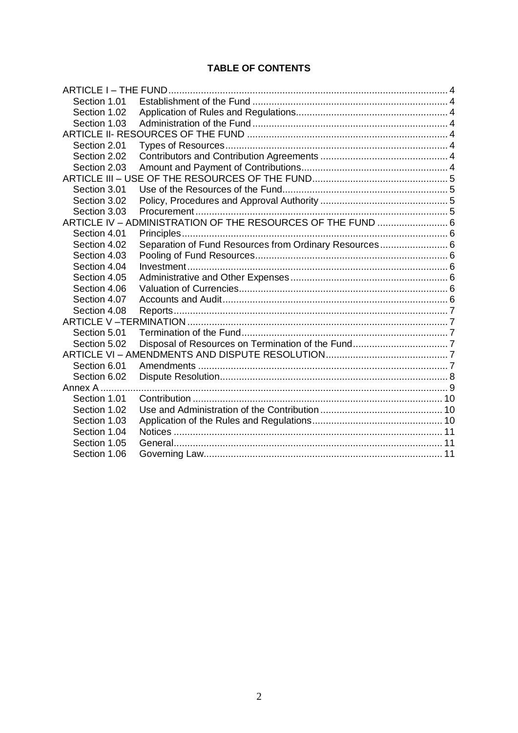**TABLE OF CONTENTS**

ARTICLE I – THE FUND ..... 4
  Section 1.01 Establishment of the Fund ..... 4
  Section 1.02 Application of Rules and Regulations ..... 4
  Section 1.03 Administration of the Fund ..... 4
ARTICLE II- RESOURCES OF THE FUND ..... 4
  Section 2.01 Types of Resources ..... 4
  Section 2.02 Contributors and Contribution Agreements ..... 4
  Section 2.03 Amount and Payment of Contributions ..... 4
ARTICLE III – USE OF THE RESOURCES OF THE FUND ..... 5
  Section 3.01 Use of the Resources of the Fund ..... 5
  Section 3.02 Policy, Procedures and Approval Authority ..... 5
  Section 3.03 Procurement ..... 5
ARTICLE IV – ADMINISTRATION OF THE RESOURCES OF THE FUND ..... 6
  Section 4.01 Principles ..... 6
  Section 4.02 Separation of Fund Resources from Ordinary Resources ..... 6
  Section 4.03 Pooling of Fund Resources ..... 6
  Section 4.04 Investment ..... 6
  Section 4.05 Administrative and Other Expenses ..... 6
  Section 4.06 Valuation of Currencies ..... 6
  Section 4.07 Accounts and Audit ..... 6
  Section 4.08 Reports ..... 7
ARTICLE V –TERMINATION ..... 7
  Section 5.01 Termination of the Fund ..... 7
  Section 5.02 Disposal of Resources on Termination of the Fund ..... 7
ARTICLE VI – AMENDMENTS AND DISPUTE RESOLUTION ..... 7
  Section 6.01 Amendments ..... 7
  Section 6.02 Dispute Resolution ..... 8
Annex A ..... 9
  Section 1.01 Contribution ..... 10
  Section 1.02 Use and Administration of the Contribution ..... 10
  Section 1.03 Application of the Rules and Regulations ..... 10
  Section 1.04 Notices ..... 11
  Section 1.05 General ..... 11
  Section 1.06 Governing Law ..... 11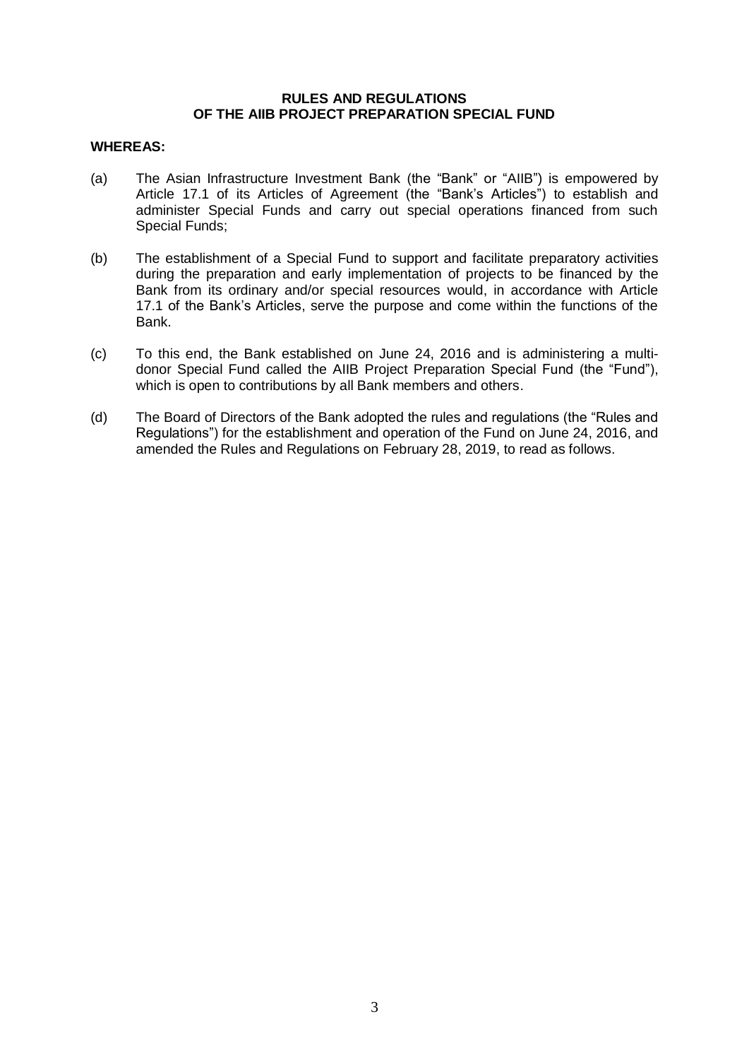**RULES AND REGULATIONS**
**OF THE AIIB PROJECT PREPARATION SPECIAL FUND**

**WHEREAS:**

(a) The Asian Infrastructure Investment Bank (the "Bank" or "AIIB") is empowered by Article 17.1 of its Articles of Agreement (the "Bank's Articles") to establish and administer Special Funds and carry out special operations financed from such Special Funds;

(b) The establishment of a Special Fund to support and facilitate preparatory activities during the preparation and early implementation of projects to be financed by the Bank from its ordinary and/or special resources would, in accordance with Article 17.1 of the Bank's Articles, serve the purpose and come within the functions of the Bank.

(c) To this end, the Bank established on June 24, 2016 and is administering a multi-donor Special Fund called the AIIB Project Preparation Special Fund (the "Fund"), which is open to contributions by all Bank members and others.

(d) The Board of Directors of the Bank adopted the rules and regulations (the "Rules and Regulations") for the establishment and operation of the Fund on June 24, 2016, and amended the Rules and Regulations on February 28, 2019, to read as follows.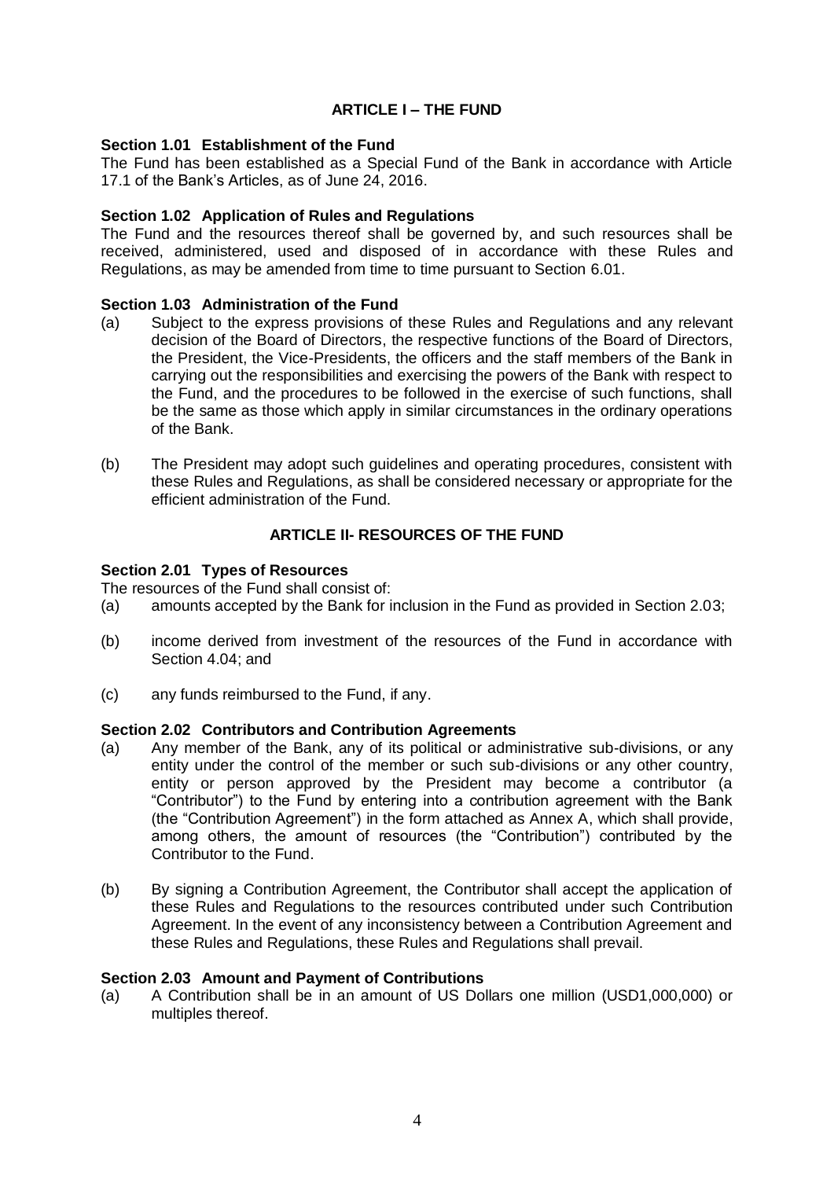## ARTICLE I – THE FUND

**Section 1.01 Establishment of the Fund**

The Fund has been established as a Special Fund of the Bank in accordance with Article 17.1 of the Bank's Articles, as of June 24, 2016.

**Section 1.02 Application of Rules and Regulations**

The Fund and the resources thereof shall be governed by, and such resources shall be received, administered, used and disposed of in accordance with these Rules and Regulations, as may be amended from time to time pursuant to Section 6.01.

**Section 1.03 Administration of the Fund**

(a) Subject to the express provisions of these Rules and Regulations and any relevant decision of the Board of Directors, the respective functions of the Board of Directors, the President, the Vice-Presidents, the officers and the staff members of the Bank in carrying out the responsibilities and exercising the powers of the Bank with respect to the Fund, and the procedures to be followed in the exercise of such functions, shall be the same as those which apply in similar circumstances in the ordinary operations of the Bank.

(b) The President may adopt such guidelines and operating procedures, consistent with these Rules and Regulations, as shall be considered necessary or appropriate for the efficient administration of the Fund.

## ARTICLE II- RESOURCES OF THE FUND

**Section 2.01 Types of Resources**

The resources of the Fund shall consist of:

(a) amounts accepted by the Bank for inclusion in the Fund as provided in Section 2.03;

(b) income derived from investment of the resources of the Fund in accordance with Section 4.04; and

(c) any funds reimbursed to the Fund, if any.

**Section 2.02 Contributors and Contribution Agreements**

(a) Any member of the Bank, any of its political or administrative sub-divisions, or any entity under the control of the member or such sub-divisions or any other country, entity or person approved by the President may become a contributor (a "Contributor") to the Fund by entering into a contribution agreement with the Bank (the "Contribution Agreement") in the form attached as Annex A, which shall provide, among others, the amount of resources (the "Contribution") contributed by the Contributor to the Fund.

(b) By signing a Contribution Agreement, the Contributor shall accept the application of these Rules and Regulations to the resources contributed under such Contribution Agreement. In the event of any inconsistency between a Contribution Agreement and these Rules and Regulations, these Rules and Regulations shall prevail.

**Section 2.03 Amount and Payment of Contributions**

(a) A Contribution shall be in an amount of US Dollars one million (USD1,000,000) or multiples thereof.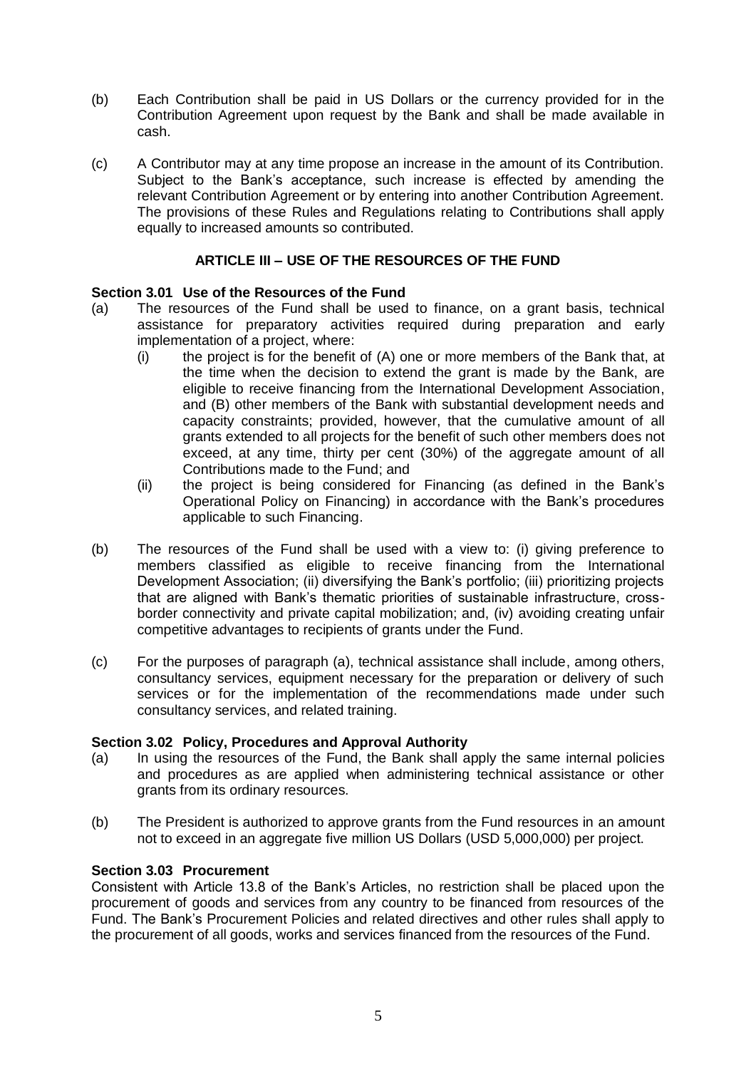(b) Each Contribution shall be paid in US Dollars or the currency provided for in the Contribution Agreement upon request by the Bank and shall be made available in cash.

(c) A Contributor may at any time propose an increase in the amount of its Contribution. Subject to the Bank's acceptance, such increase is effected by amending the relevant Contribution Agreement or by entering into another Contribution Agreement. The provisions of these Rules and Regulations relating to Contributions shall apply equally to increased amounts so contributed.

## ARTICLE III – USE OF THE RESOURCES OF THE FUND

### Section 3.01 Use of the Resources of the Fund

(a) The resources of the Fund shall be used to finance, on a grant basis, technical assistance for preparatory activities required during preparation and early implementation of a project, where:

 (i) the project is for the benefit of (A) one or more members of the Bank that, at the time when the decision to extend the grant is made by the Bank, are eligible to receive financing from the International Development Association, and (B) other members of the Bank with substantial development needs and capacity constraints; provided, however, that the cumulative amount of all grants extended to all projects for the benefit of such other members does not exceed, at any time, thirty per cent (30%) of the aggregate amount of all Contributions made to the Fund; and

 (ii) the project is being considered for Financing (as defined in the Bank's Operational Policy on Financing) in accordance with the Bank's procedures applicable to such Financing.

(b) The resources of the Fund shall be used with a view to: (i) giving preference to members classified as eligible to receive financing from the International Development Association; (ii) diversifying the Bank's portfolio; (iii) prioritizing projects that are aligned with Bank's thematic priorities of sustainable infrastructure, cross-border connectivity and private capital mobilization; and, (iv) avoiding creating unfair competitive advantages to recipients of grants under the Fund.

(c) For the purposes of paragraph (a), technical assistance shall include, among others, consultancy services, equipment necessary for the preparation or delivery of such services or for the implementation of the recommendations made under such consultancy services, and related training.

### Section 3.02 Policy, Procedures and Approval Authority

(a) In using the resources of the Fund, the Bank shall apply the same internal policies and procedures as are applied when administering technical assistance or other grants from its ordinary resources.

(b) The President is authorized to approve grants from the Fund resources in an amount not to exceed in an aggregate five million US Dollars (USD 5,000,000) per project.

### Section 3.03 Procurement

Consistent with Article 13.8 of the Bank's Articles, no restriction shall be placed upon the procurement of goods and services from any country to be financed from resources of the Fund. The Bank's Procurement Policies and related directives and other rules shall apply to the procurement of all goods, works and services financed from the resources of the Fund.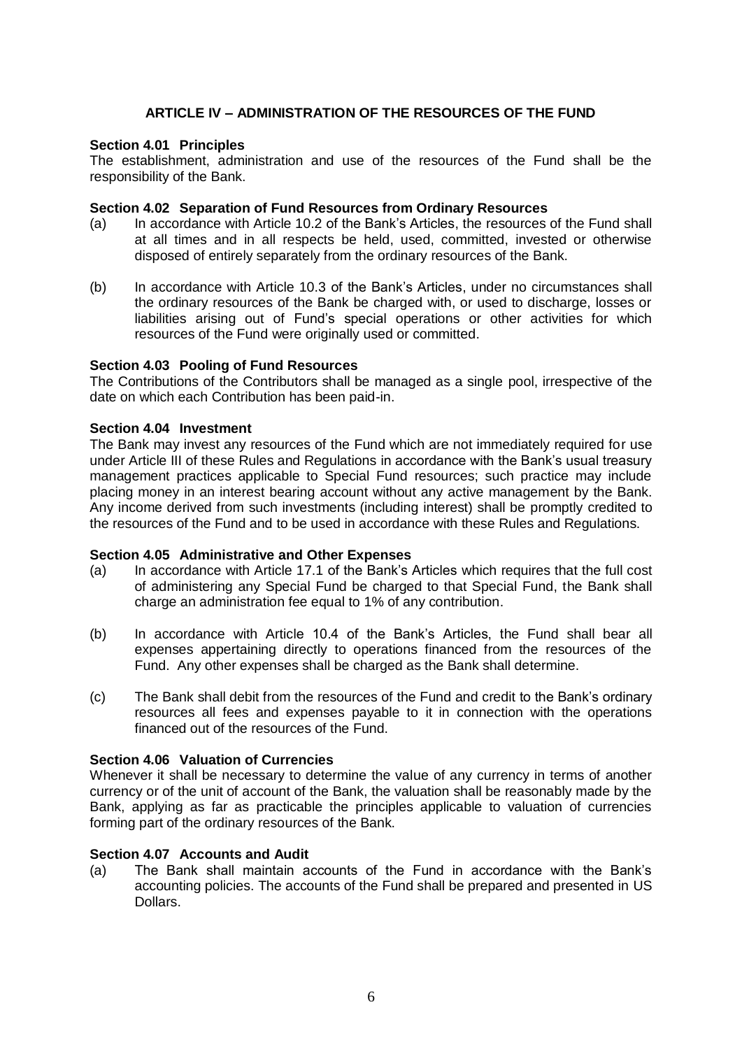## ARTICLE IV – ADMINISTRATION OF THE RESOURCES OF THE FUND

**Section 4.01 Principles**

The establishment, administration and use of the resources of the Fund shall be the responsibility of the Bank.

**Section 4.02 Separation of Fund Resources from Ordinary Resources**

(a) In accordance with Article 10.2 of the Bank's Articles, the resources of the Fund shall at all times and in all respects be held, used, committed, invested or otherwise disposed of entirely separately from the ordinary resources of the Bank.

(b) In accordance with Article 10.3 of the Bank's Articles, under no circumstances shall the ordinary resources of the Bank be charged with, or used to discharge, losses or liabilities arising out of Fund's special operations or other activities for which resources of the Fund were originally used or committed.

**Section 4.03 Pooling of Fund Resources**

The Contributions of the Contributors shall be managed as a single pool, irrespective of the date on which each Contribution has been paid-in.

**Section 4.04 Investment**

The Bank may invest any resources of the Fund which are not immediately required for use under Article III of these Rules and Regulations in accordance with the Bank's usual treasury management practices applicable to Special Fund resources; such practice may include placing money in an interest bearing account without any active management by the Bank. Any income derived from such investments (including interest) shall be promptly credited to the resources of the Fund and to be used in accordance with these Rules and Regulations.

**Section 4.05 Administrative and Other Expenses**

(a) In accordance with Article 17.1 of the Bank's Articles which requires that the full cost of administering any Special Fund be charged to that Special Fund, the Bank shall charge an administration fee equal to 1% of any contribution.

(b) In accordance with Article 10.4 of the Bank's Articles, the Fund shall bear all expenses appertaining directly to operations financed from the resources of the Fund. Any other expenses shall be charged as the Bank shall determine.

(c) The Bank shall debit from the resources of the Fund and credit to the Bank's ordinary resources all fees and expenses payable to it in connection with the operations financed out of the resources of the Fund.

**Section 4.06 Valuation of Currencies**

Whenever it shall be necessary to determine the value of any currency in terms of another currency or of the unit of account of the Bank, the valuation shall be reasonably made by the Bank, applying as far as practicable the principles applicable to valuation of currencies forming part of the ordinary resources of the Bank.

**Section 4.07 Accounts and Audit**

(a) The Bank shall maintain accounts of the Fund in accordance with the Bank's accounting policies. The accounts of the Fund shall be prepared and presented in US Dollars.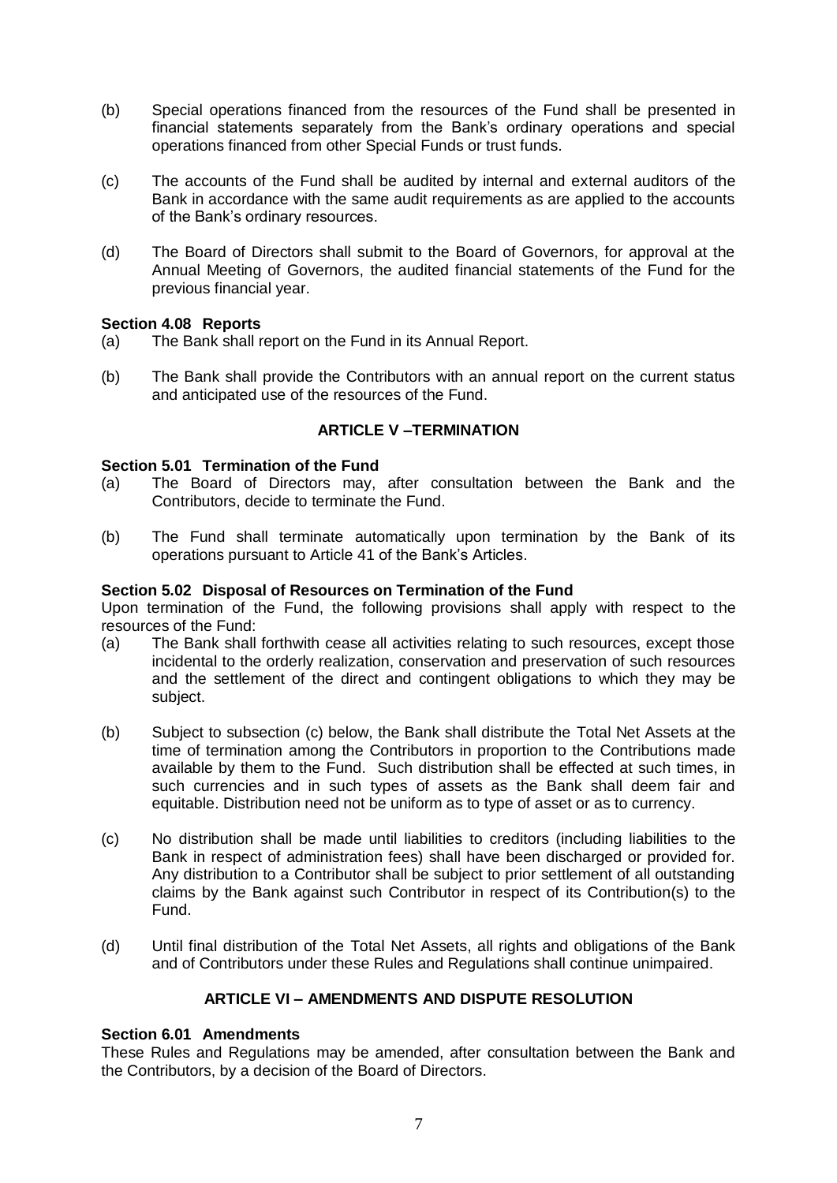(b) Special operations financed from the resources of the Fund shall be presented in financial statements separately from the Bank's ordinary operations and special operations financed from other Special Funds or trust funds.

(c) The accounts of the Fund shall be audited by internal and external auditors of the Bank in accordance with the same audit requirements as are applied to the accounts of the Bank's ordinary resources.

(d) The Board of Directors shall submit to the Board of Governors, for approval at the Annual Meeting of Governors, the audited financial statements of the Fund for the previous financial year.

**Section 4.08 Reports**

(a) The Bank shall report on the Fund in its Annual Report.

(b) The Bank shall provide the Contributors with an annual report on the current status and anticipated use of the resources of the Fund.

## ARTICLE V –TERMINATION

**Section 5.01 Termination of the Fund**

(a) The Board of Directors may, after consultation between the Bank and the Contributors, decide to terminate the Fund.

(b) The Fund shall terminate automatically upon termination by the Bank of its operations pursuant to Article 41 of the Bank's Articles.

**Section 5.02 Disposal of Resources on Termination of the Fund**

Upon termination of the Fund, the following provisions shall apply with respect to the resources of the Fund:

(a) The Bank shall forthwith cease all activities relating to such resources, except those incidental to the orderly realization, conservation and preservation of such resources and the settlement of the direct and contingent obligations to which they may be subject.

(b) Subject to subsection (c) below, the Bank shall distribute the Total Net Assets at the time of termination among the Contributors in proportion to the Contributions made available by them to the Fund. Such distribution shall be effected at such times, in such currencies and in such types of assets as the Bank shall deem fair and equitable. Distribution need not be uniform as to type of asset or as to currency.

(c) No distribution shall be made until liabilities to creditors (including liabilities to the Bank in respect of administration fees) shall have been discharged or provided for. Any distribution to a Contributor shall be subject to prior settlement of all outstanding claims by the Bank against such Contributor in respect of its Contribution(s) to the Fund.

(d) Until final distribution of the Total Net Assets, all rights and obligations of the Bank and of Contributors under these Rules and Regulations shall continue unimpaired.

## ARTICLE VI – AMENDMENTS AND DISPUTE RESOLUTION

**Section 6.01 Amendments**

These Rules and Regulations may be amended, after consultation between the Bank and the Contributors, by a decision of the Board of Directors.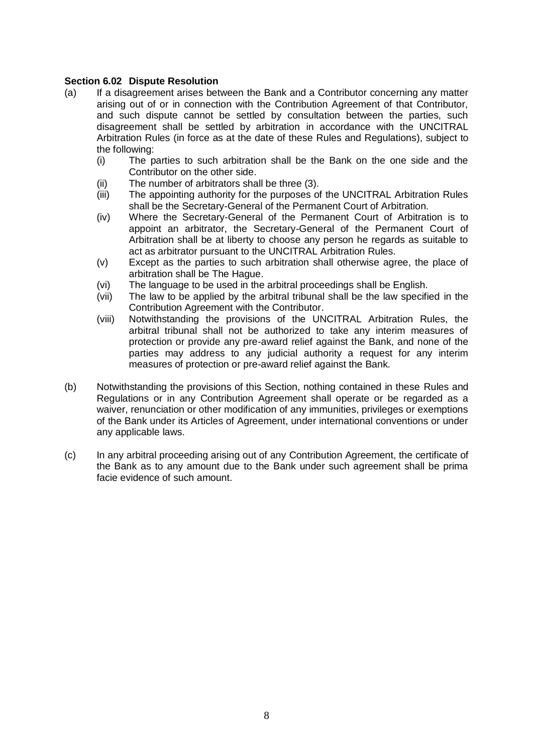**Section 6.02 Dispute Resolution**

(a) If a disagreement arises between the Bank and a Contributor concerning any matter arising out of or in connection with the Contribution Agreement of that Contributor, and such dispute cannot be settled by consultation between the parties, such disagreement shall be settled by arbitration in accordance with the UNCITRAL Arbitration Rules (in force as at the date of these Rules and Regulations), subject to the following:

   (i) The parties to such arbitration shall be the Bank on the one side and the Contributor on the other side.

   (ii) The number of arbitrators shall be three (3).

   (iii) The appointing authority for the purposes of the UNCITRAL Arbitration Rules shall be the Secretary-General of the Permanent Court of Arbitration.

   (iv) Where the Secretary-General of the Permanent Court of Arbitration is to appoint an arbitrator, the Secretary-General of the Permanent Court of Arbitration shall be at liberty to choose any person he regards as suitable to act as arbitrator pursuant to the UNCITRAL Arbitration Rules.

   (v) Except as the parties to such arbitration shall otherwise agree, the place of arbitration shall be The Hague.

   (vi) The language to be used in the arbitral proceedings shall be English.

   (vii) The law to be applied by the arbitral tribunal shall be the law specified in the Contribution Agreement with the Contributor.

   (viii) Notwithstanding the provisions of the UNCITRAL Arbitration Rules, the arbitral tribunal shall not be authorized to take any interim measures of protection or provide any pre-award relief against the Bank, and none of the parties may address to any judicial authority a request for any interim measures of protection or pre-award relief against the Bank.

(b) Notwithstanding the provisions of this Section, nothing contained in these Rules and Regulations or in any Contribution Agreement shall operate or be regarded as a waiver, renunciation or other modification of any immunities, privileges or exemptions of the Bank under its Articles of Agreement, under international conventions or under any applicable laws.

(c) In any arbitral proceeding arising out of any Contribution Agreement, the certificate of the Bank as to any amount due to the Bank under such agreement shall be prima facie evidence of such amount.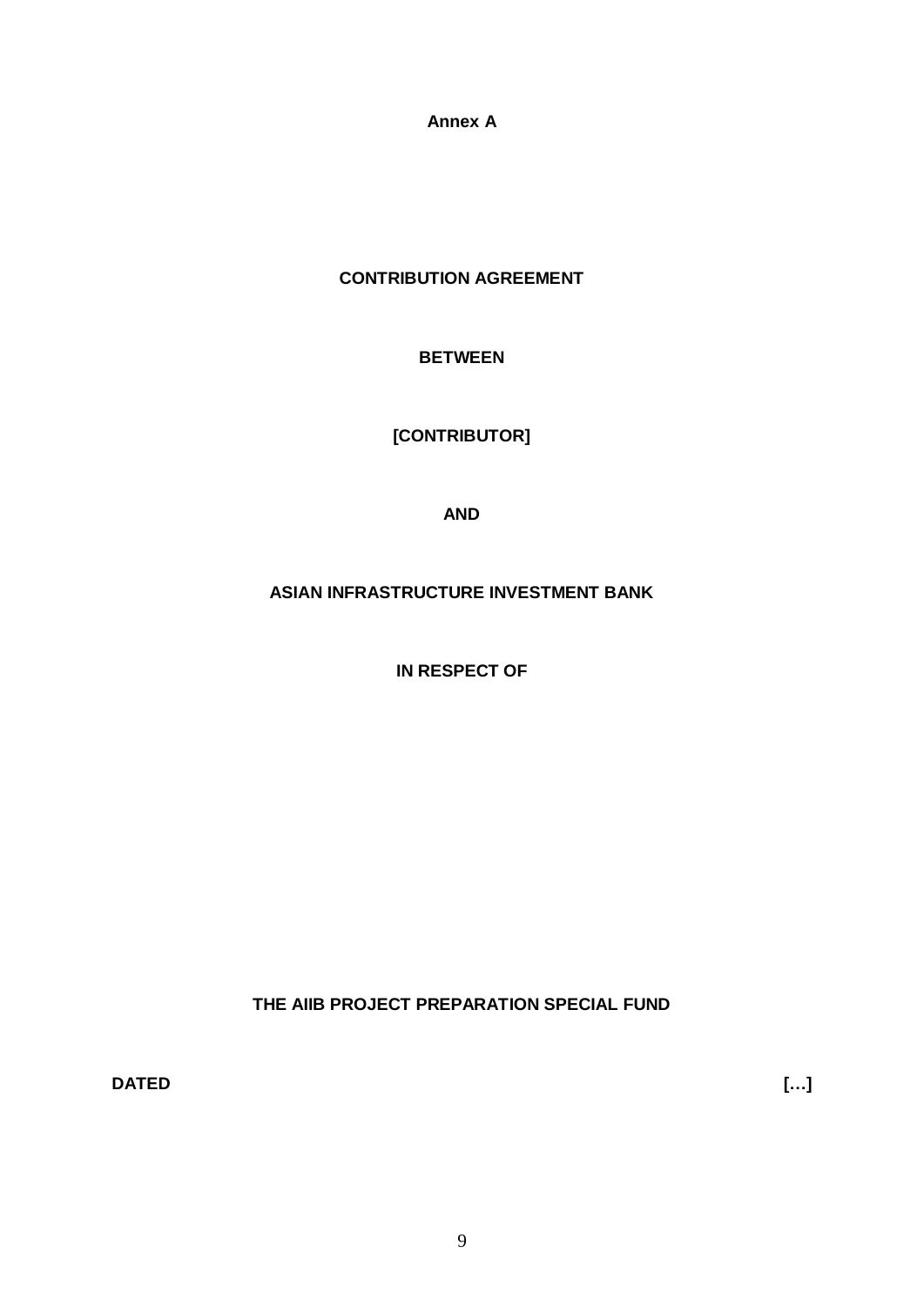**Annex A**

**CONTRIBUTION AGREEMENT**

**BETWEEN**

**[CONTRIBUTOR]**

**AND**

**ASIAN INFRASTRUCTURE INVESTMENT BANK**

**IN RESPECT OF**

**THE AIIB PROJECT PREPARATION SPECIAL FUND**

**DATED** **[…]**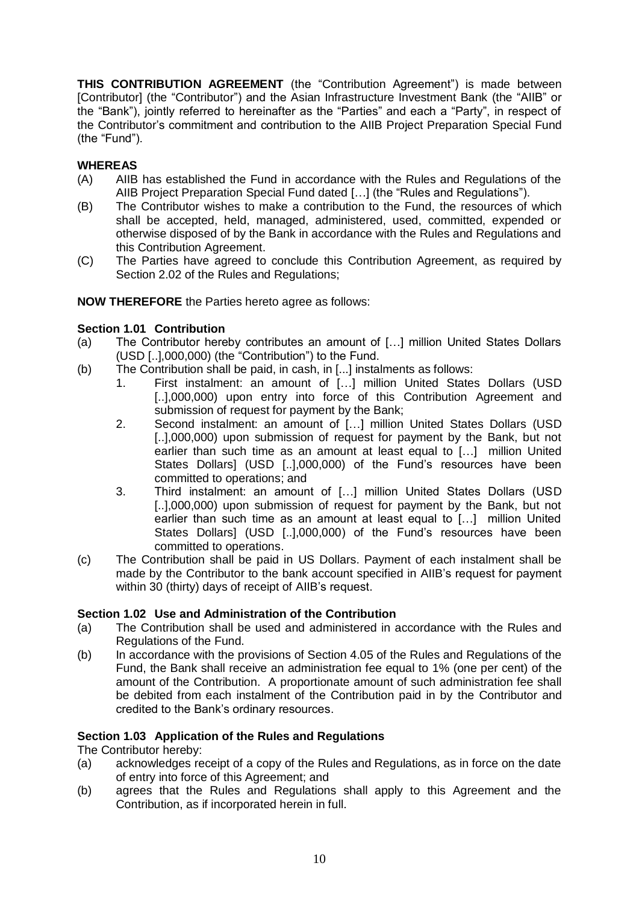**THIS CONTRIBUTION AGREEMENT** (the "Contribution Agreement") is made between [Contributor] (the "Contributor") and the Asian Infrastructure Investment Bank (the "AIIB" or the "Bank"), jointly referred to hereinafter as the "Parties" and each a "Party", in respect of the Contributor's commitment and contribution to the AIIB Project Preparation Special Fund (the "Fund").

**WHEREAS**

(A) AIIB has established the Fund in accordance with the Rules and Regulations of the AIIB Project Preparation Special Fund dated […] (the "Rules and Regulations").

(B) The Contributor wishes to make a contribution to the Fund, the resources of which shall be accepted, held, managed, administered, used, committed, expended or otherwise disposed of by the Bank in accordance with the Rules and Regulations and this Contribution Agreement.

(C) The Parties have agreed to conclude this Contribution Agreement, as required by Section 2.02 of the Rules and Regulations;

**NOW THEREFORE** the Parties hereto agree as follows:

**Section 1.01 Contribution**

(a) The Contributor hereby contributes an amount of […] million United States Dollars (USD [..],000,000) (the "Contribution") to the Fund.

(b) The Contribution shall be paid, in cash, in [...] instalments as follows:

1. First instalment: an amount of […] million United States Dollars (USD [..],000,000) upon entry into force of this Contribution Agreement and submission of request for payment by the Bank;
2. Second instalment: an amount of […] million United States Dollars (USD [..],000,000) upon submission of request for payment by the Bank, but not earlier than such time as an amount at least equal to […] million United States Dollars] (USD [..],000,000) of the Fund's resources have been committed to operations; and
3. Third instalment: an amount of […] million United States Dollars (USD [..],000,000) upon submission of request for payment by the Bank, but not earlier than such time as an amount at least equal to […] million United States Dollars] (USD [..],000,000) of the Fund's resources have been committed to operations.

(c) The Contribution shall be paid in US Dollars. Payment of each instalment shall be made by the Contributor to the bank account specified in AIIB's request for payment within 30 (thirty) days of receipt of AIIB's request.

**Section 1.02 Use and Administration of the Contribution**

(a) The Contribution shall be used and administered in accordance with the Rules and Regulations of the Fund.

(b) In accordance with the provisions of Section 4.05 of the Rules and Regulations of the Fund, the Bank shall receive an administration fee equal to 1% (one per cent) of the amount of the Contribution. A proportionate amount of such administration fee shall be debited from each instalment of the Contribution paid in by the Contributor and credited to the Bank's ordinary resources.

**Section 1.03 Application of the Rules and Regulations**

The Contributor hereby:

(a) acknowledges receipt of a copy of the Rules and Regulations, as in force on the date of entry into force of this Agreement; and

(b) agrees that the Rules and Regulations shall apply to this Agreement and the Contribution, as if incorporated herein in full.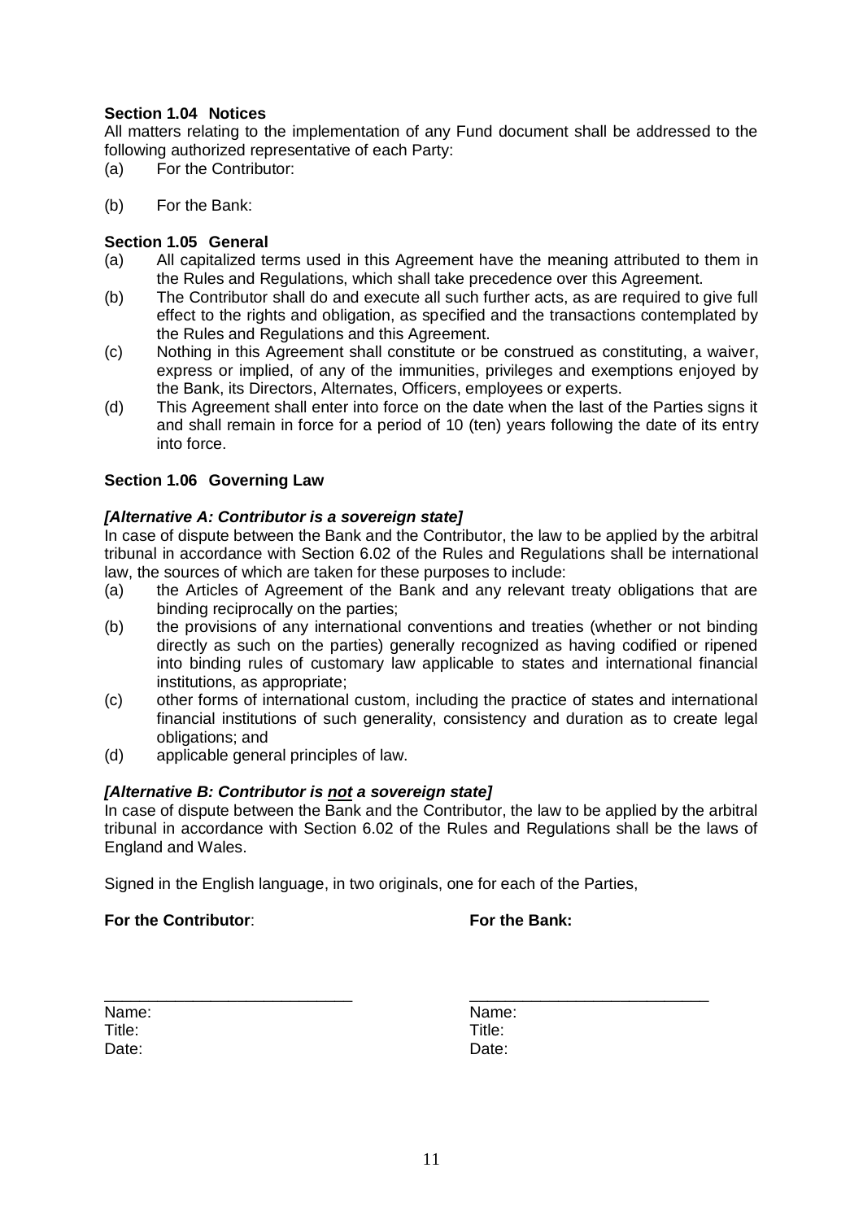**Section 1.04 Notices**

All matters relating to the implementation of any Fund document shall be addressed to the following authorized representative of each Party:

(a) For the Contributor:

(b) For the Bank:

**Section 1.05 General**

(a) All capitalized terms used in this Agreement have the meaning attributed to them in the Rules and Regulations, which shall take precedence over this Agreement.

(b) The Contributor shall do and execute all such further acts, as are required to give full effect to the rights and obligation, as specified and the transactions contemplated by the Rules and Regulations and this Agreement.

(c) Nothing in this Agreement shall constitute or be construed as constituting, a waiver, express or implied, of any of the immunities, privileges and exemptions enjoyed by the Bank, its Directors, Alternates, Officers, employees or experts.

(d) This Agreement shall enter into force on the date when the last of the Parties signs it and shall remain in force for a period of 10 (ten) years following the date of its entry into force.

**Section 1.06 Governing Law**

***[Alternative A: Contributor is a sovereign state]***

In case of dispute between the Bank and the Contributor, the law to be applied by the arbitral tribunal in accordance with Section 6.02 of the Rules and Regulations shall be international law, the sources of which are taken for these purposes to include:

(a) the Articles of Agreement of the Bank and any relevant treaty obligations that are binding reciprocally on the parties;

(b) the provisions of any international conventions and treaties (whether or not binding directly as such on the parties) generally recognized as having codified or ripened into binding rules of customary law applicable to states and international financial institutions, as appropriate;

(c) other forms of international custom, including the practice of states and international financial institutions of such generality, consistency and duration as to create legal obligations; and

(d) applicable general principles of law.

***[Alternative B: Contributor is <u>not</u> a sovereign state]***

In case of dispute between the Bank and the Contributor, the law to be applied by the arbitral tribunal in accordance with Section 6.02 of the Rules and Regulations shall be the laws of England and Wales.

Signed in the English language, in two originals, one for each of the Parties,

| **For the Contributor**: | **For the Bank:** |
| --- | --- |
| ____________________________ | ____________________________ |
| Name: | Name: |
| Title: | Title: |
| Date: | Date: |